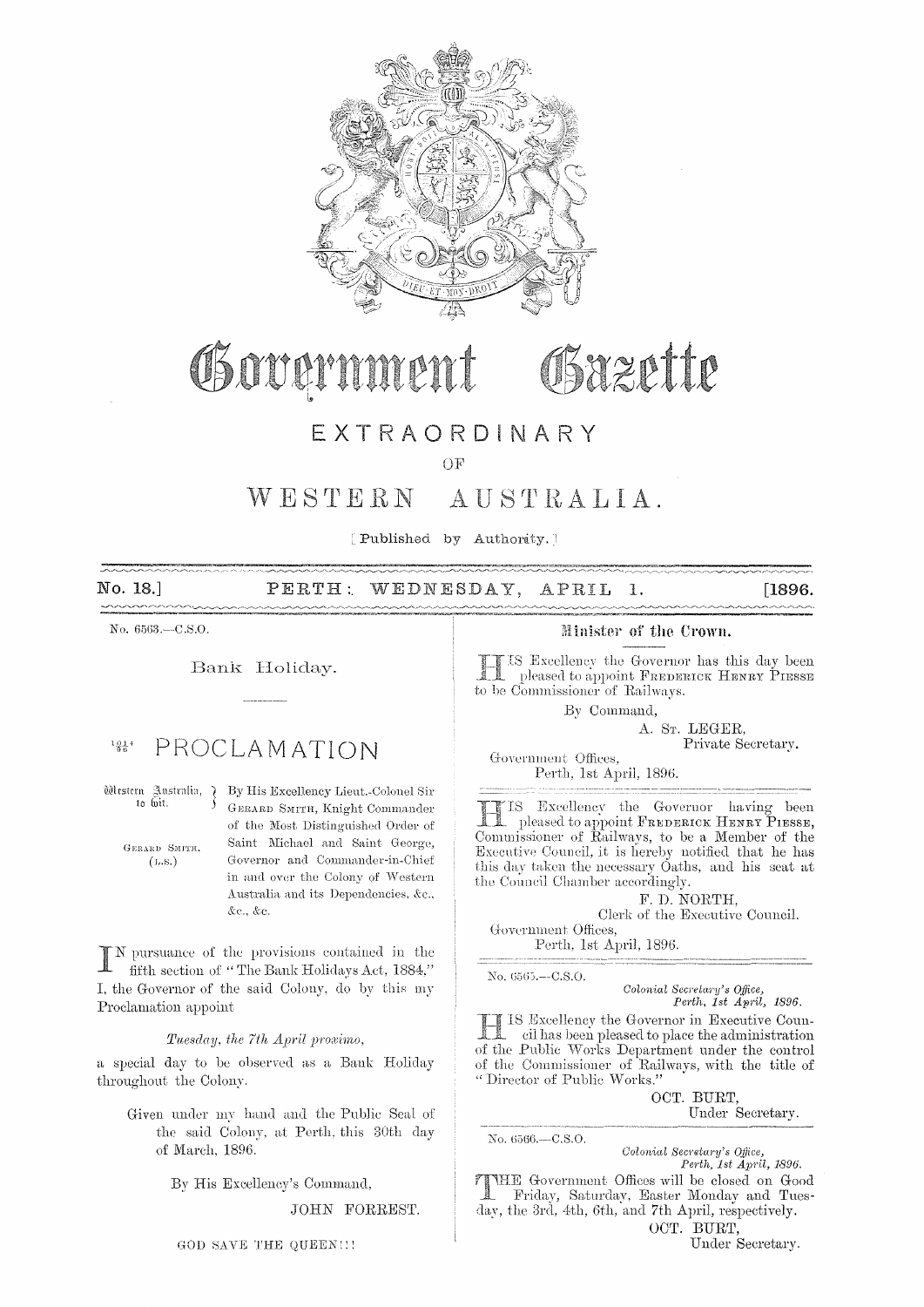# Government Gazette

## EXTRAORDINARY

OF

## WESTERN AUSTRALIA.

[Published by Authority.]

No. 18.] PERTH: WEDNESDAY, APRIL 1. [1896.

No. 6563.—C.S.O.

### Bank Holiday.

## PROCLAMATION

Western Australia, to wit. } By His Excellency Lieut.-Colonel Sir GERARD SMITH, Knight Commander of the Most Distinguished Order of Saint Michael and Saint George, Governor and Commander-in-Chief in and over the Colony of Western Australia and its Dependencies, &c., &c., &c.

GERARD SMITH. (L.S.)

IN pursuance of the provisions contained in the fifth section of "The Bank Holidays Act, 1884," I, the Governor of the said Colony, do by this my Proclamation appoint

*Tuesday, the 7th April proximo,*

a special day to be observed as a Bank Holiday throughout the Colony.

Given under my hand and the Public Seal of the said Colony, at Perth, this 30th day of March, 1896.

By His Excellency's Command,

JOHN FORREST.

GOD SAVE THE QUEEN!!!

### Minister of the Crown.

HIS Excellency the Governor has this day been pleased to appoint FREDERICK HENRY PIESSE to be Commissioner of Railways.

By Command,

A. ST. LEGER,
Private Secretary.

Government Offices,
Perth, 1st April, 1896.

HIS Excellency the Governor having been pleased to appoint FREDERICK HENRY PIESSE, Commissioner of Railways, to be a Member of the Executive Council, it is hereby notified that he has this day taken the necessary Oaths, and his seat at the Council Chamber accordingly.

F. D. NORTH,
Clerk of the Executive Council.

Government Offices,
Perth, 1st April, 1896.

No. 6565.—C.S.O.

*Colonial Secretary's Office,*
*Perth, 1st April, 1896.*

HIS Excellency the Governor in Executive Council has been pleased to place the administration of the Public Works Department under the control of the Commissioner of Railways, with the title of "Director of Public Works."

OCT. BURT,
Under Secretary.

No. 6566.—C.S.O.

*Colonial Secretary's Office,*
*Perth, 1st April, 1896.*

THE Government Offices will be closed on Good Friday, Saturday, Easter Monday and Tuesday, the 3rd, 4th, 6th, and 7th April, respectively.

OCT. BURT,
Under Secretary.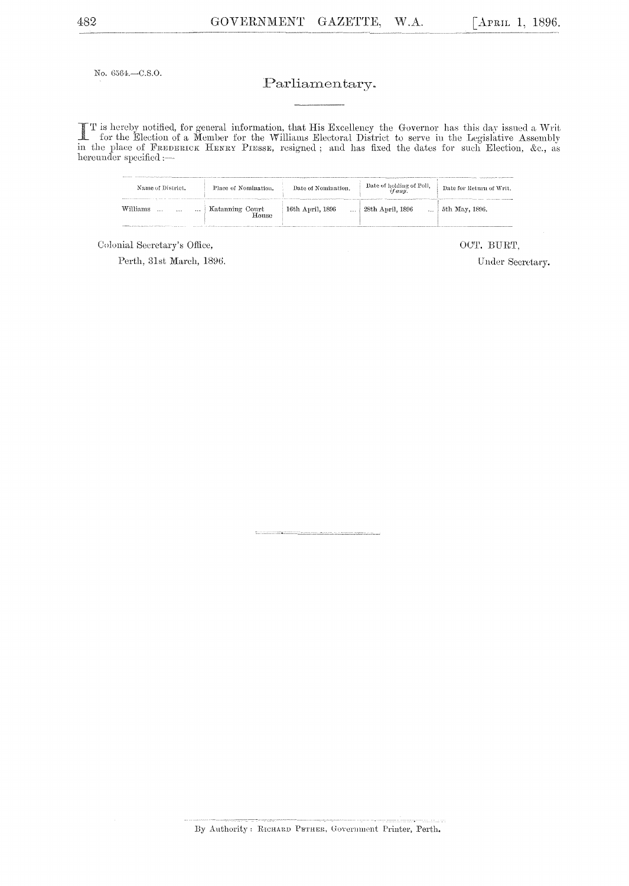No. 6564.—C.S.O.

## Parliamentary.

IT is hereby notified, for general information, that His Excellency the Governor has this day issued a Writ for the Election of a Member for the Williams Electoral District to serve in the Legislative Assembly in the place of FREDERICK HENRY PIESSE, resigned; and has fixed the dates for such Election, &c., as hereunder specified:—

| Name of District. | Place of Nomination. | Date of Nomination. | Date of holding of Poll, *if any.* | Date for Return of Writ. |
|---|---|---|---|---|
| Williams ... ... ... | Katanning Court House | 16th April, 1896 ... | 28th April, 1896 ... | 5th May, 1896. |

Colonial Secretary's Office,
Perth, 31st March, 1896.

OCT. BURT,
Under Secretary.

By Authority: RICHARD PETHER, Government Printer, Perth.